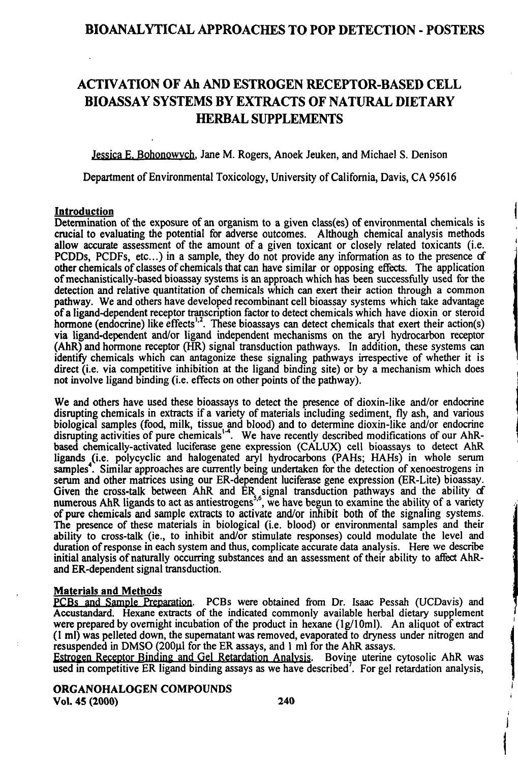# ACTIVATION OF Ah AND ESTROGEN RECEPTOR-BASED CELL BIOASSAY SYSTEMS BY EXTRACTS OF NATURAL DIETARY HERBAL SUPPLEMENTS

Jessica E. Bohonowych, Jane M. Rogers, Anoek Jeuken, and Michael S. Denison

Department of Environmental Toxicology, University of California, Davis, CA 95616

## Introduction

Determination of the exposure of an organism to a given class(es) of environmental chemicals is crucial to evaluating the potential for adverse outcomes. Although chemical analysis methods allow accurate assessment of the amount of a given toxicant or closely related toxicants (i.e. PCDDs, PCDFs, etc...) in a sample, they do not provide any information as to the presence of other chemicals of classes of chemicals that can have similar or opposing effects. The application of mechanistically-based bioassay systems is an approach which has been successfully used for the detection and relative quantitation of chemicals which can exert their action through a common pathway. We and others have developed recombinant cell bioassay systems which take advantage of a ligand-dependent receptor transcription factor to detect chemicals which have dioxin or steroid hormone (endocrine) like effects[1,2]. These bioassays can detect chemicals that exert their action(s) via ligand-dependent and/or ligand independent mechanisms on the aryl hydrocarbon receptor (AhR) and hormone receptor (HR) signal transduction pathways. In addition, these systems can identify chemicals which can antagonize these signaling pathways irrespective of whether it is direct (i.e. via competitive inhibition at the ligand binding site) or by a mechanism which does not involve ligand binding (i.e. effects on other points of the pathway).

We and others have used these bioassays to detect the presence of dioxin-like and/or endocrine disrupting chemicals in extracts if a variety of materials including sediment, fly ash, and various biological samples (food, milk, tissue and blood) and to determine dioxin-like and/or endocrine disrupting activities of pure chemicals[1-4]. We have recently described modifications of our AhR-based chemically-activated luciferase gene expression (CALUX) cell bioassays to detect AhR ligands (i.e. polycyclic and halogenated aryl hydrocarbons (PAHs; HAHs) in whole serum samples[4]. Similar approaches are currently being undertaken for the detection of xenoestrogens in serum and other matrices using our ER-dependent luciferase gene expression (ER-Lite) bioassay. Given the cross-talk between AhR and ER signal transduction pathways and the ability of numerous AhR ligands to act as antiestrogens[5,6], we have begun to examine the ability of a variety of pure chemicals and sample extracts to activate and/or inhibit both of the signaling systems. The presence of these materials in biological (i.e. blood) or environmental samples and their ability to cross-talk (ie., to inhibit and/or stimulate responses) could modulate the level and duration of response in each system and thus, complicate accurate data analysis. Here we describe initial analysis of naturally occurring substances and an assessment of their ability to affect AhR- and ER-dependent signal transduction.

## Materials and Methods

PCBs and Sample Preparation. PCBs were obtained from Dr. Isaac Pessah (UCDavis) and Accustandard. Hexane extracts of the indicated commonly available herbal dietary supplement were prepared by overnight incubation of the product in hexane (1g/10ml). An aliquot of extract (1 ml) was pelleted down, the supernatant was removed, evaporated to dryness under nitrogen and resuspended in DMSO (200µl for the ER assays, and 1 ml for the AhR assays.

Estrogen Receptor Binding and Gel Retardation Analysis. Bovine uterine cytosolic AhR was used in competitive ER ligand binding assays as we have described[7]. For gel retardation analysis,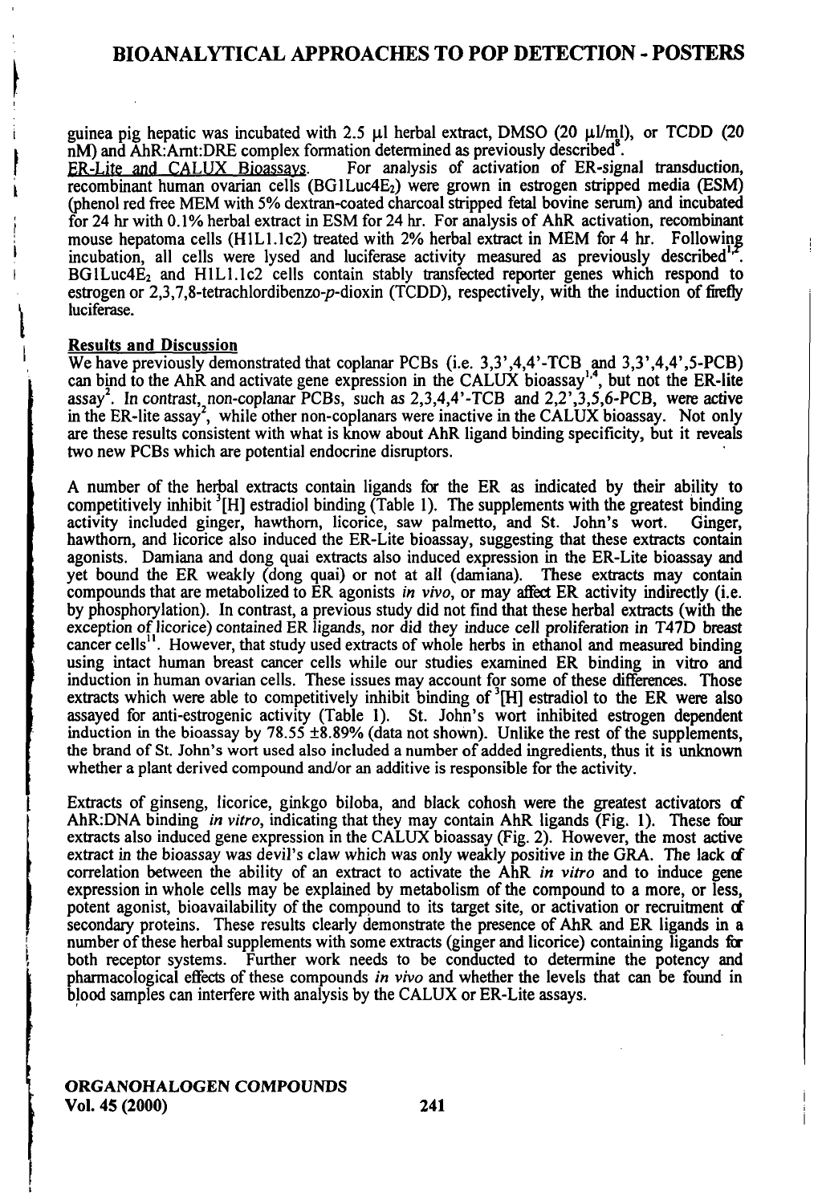guinea pig hepatic was incubated with 2.5 μl herbal extract, DMSO (20 μl/ml), or TCDD (20 nM) and AhR:Arnt:DRE complex formation determined as previously described[8].

ER-Lite and CALUX Bioassays. For analysis of activation of ER-signal transduction, recombinant human ovarian cells ($BG1Luc4E_2$) were grown in estrogen stripped media (ESM) (phenol red free MEM with 5% dextran-coated charcoal stripped fetal bovine serum) and incubated for 24 hr with 0.1% herbal extract in ESM for 24 hr. For analysis of AhR activation, recombinant mouse hepatoma cells (H1L1.1c2) treated with 2% herbal extract in MEM for 4 hr. Following incubation, all cells were lysed and luciferase activity measured as previously described[1,2]. $BG1Luc4E_2$ and H1L1.1c2 cells contain stably transfected reporter genes which respond to estrogen or 2,3,7,8-tetrachlordibenzo-*p*-dioxin (TCDD), respectively, with the induction of firefly luciferase.

## Results and Discussion

We have previously demonstrated that coplanar PCBs (i.e. 3,3',4,4'-TCB and 3,3',4,4',5-PCB) can bind to the AhR and activate gene expression in the CALUX bioassay[1,4], but not the ER-lite assay[2]. In contrast, non-coplanar PCBs, such as 2,3,4,4'-TCB and 2,2',3,5,6-PCB, were active in the ER-lite assay[2], while other non-coplanars were inactive in the CALUX bioassay. Not only are these results consistent with what is know about AhR ligand binding specificity, but it reveals two new PCBs which are potential endocrine disruptors.

A number of the herbal extracts contain ligands for the ER as indicated by their ability to competitively inhibit $^3$[H] estradiol binding (Table 1). The supplements with the greatest binding activity included ginger, hawthorn, licorice, saw palmetto, and St. John's wort. Ginger, hawthorn, and licorice also induced the ER-Lite bioassay, suggesting that these extracts contain agonists. Damiana and dong quai extracts also induced expression in the ER-Lite bioassay and yet bound the ER weakly (dong quai) or not at all (damiana). These extracts may contain compounds that are metabolized to ER agonists *in vivo*, or may affect ER activity indirectly (i.e. by phosphorylation). In contrast, a previous study did not find that these herbal extracts (with the exception of licorice) contained ER ligands, nor did they induce cell proliferation in T47D breast cancer cells[11]. However, that study used extracts of whole herbs in ethanol and measured binding using intact human breast cancer cells while our studies examined ER binding in vitro and induction in human ovarian cells. These issues may account for some of these differences. Those extracts which were able to competitively inhibit binding of $^3$[H] estradiol to the ER were also assayed for anti-estrogenic activity (Table 1). St. John's wort inhibited estrogen dependent induction in the bioassay by 78.55 ±8.89% (data not shown). Unlike the rest of the supplements, the brand of St. John's wort used also included a number of added ingredients, thus it is unknown whether a plant derived compound and/or an additive is responsible for the activity.

Extracts of ginseng, licorice, ginkgo biloba, and black cohosh were the greatest activators of AhR:DNA binding *in vitro*, indicating that they may contain AhR ligands (Fig. 1). These four extracts also induced gene expression in the CALUX bioassay (Fig. 2). However, the most active extract in the bioassay was devil's claw which was only weakly positive in the GRA. The lack of correlation between the ability of an extract to activate the AhR *in vitro* and to induce gene expression in whole cells may be explained by metabolism of the compound to a more, or less, potent agonist, bioavailability of the compound to its target site, or activation or recruitment of secondary proteins. These results clearly demonstrate the presence of AhR and ER ligands in a number of these herbal supplements with some extracts (ginger and licorice) containing ligands for both receptor systems. Further work needs to be conducted to determine the potency and pharmacological effects of these compounds *in vivo* and whether the levels that can be found in blood samples can interfere with analysis by the CALUX or ER-Lite assays.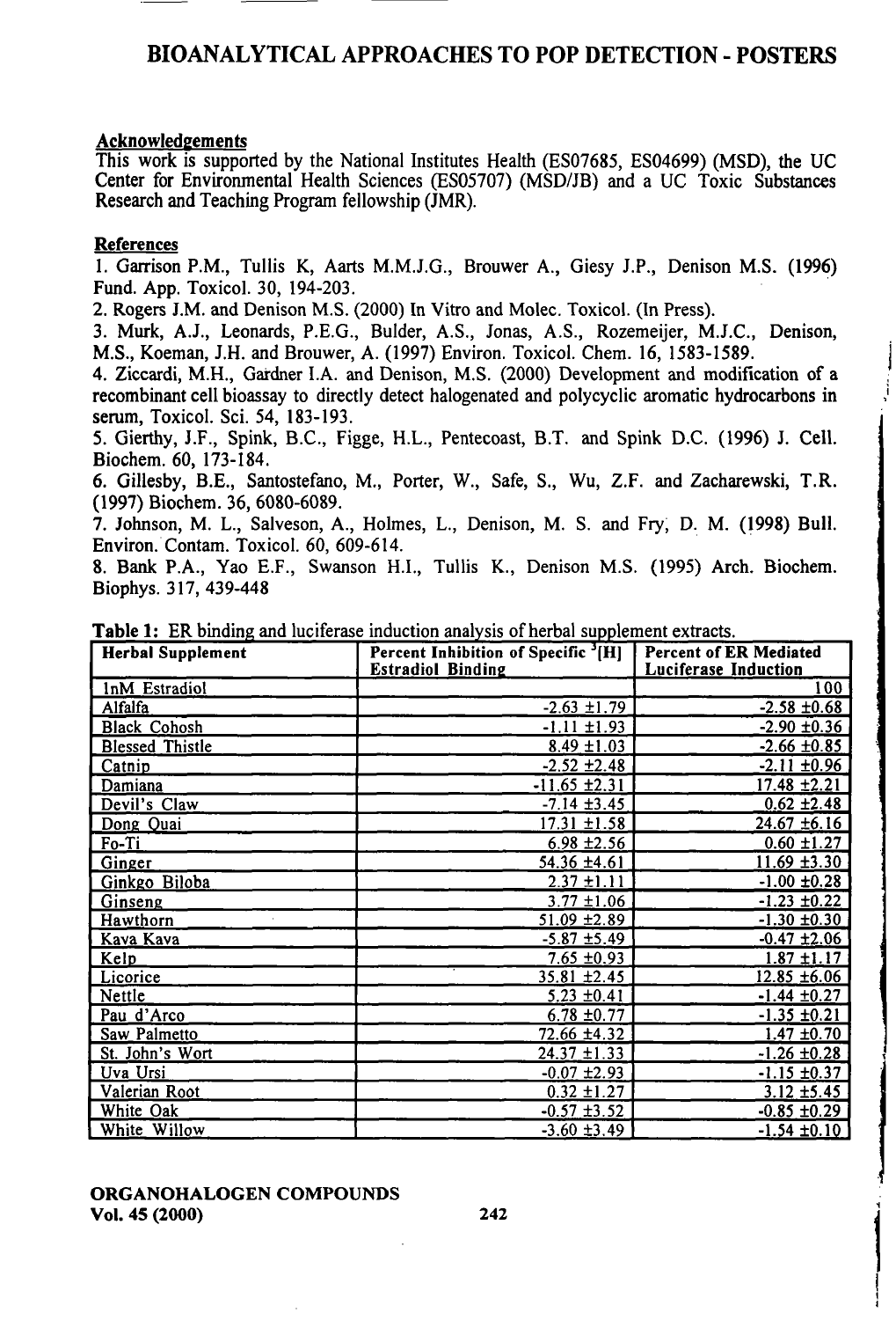## Acknowledgements

This work is supported by the National Institutes Health (ES07685, ES04699) (MSD), the UC Center for Environmental Health Sciences (ES05707) (MSD/JB) and a UC Toxic Substances Research and Teaching Program fellowship (JMR).

## References

1. Garrison P.M., Tullis K, Aarts M.M.J.G., Brouwer A., Giesy J.P., Denison M.S. (1996) Fund. App. Toxicol. 30, 194-203.
2. Rogers J.M. and Denison M.S. (2000) In Vitro and Molec. Toxicol. (In Press).
3. Murk, A.J., Leonards, P.E.G., Bulder, A.S., Jonas, A.S., Rozemeijer, M.J.C., Denison, M.S., Koeman, J.H. and Brouwer, A. (1997) Environ. Toxicol. Chem. 16, 1583-1589.
4. Ziccardi, M.H., Gardner I.A. and Denison, M.S. (2000) Development and modification of a recombinant cell bioassay to directly detect halogenated and polycyclic aromatic hydrocarbons in serum, Toxicol. Sci. 54, 183-193.
5. Gierthy, J.F., Spink, B.C., Figge, H.L., Pentecoast, B.T. and Spink D.C. (1996) J. Cell. Biochem. 60, 173-184.
6. Gillesby, B.E., Santostefano, M., Porter, W., Safe, S., Wu, Z.F. and Zacharewski, T.R. (1997) Biochem. 36, 6080-6089.
7. Johnson, M. L., Salveson, A., Holmes, L., Denison, M. S. and Fry, D. M. (1998) Bull. Environ. Contam. Toxicol. 60, 609-614.
8. Bank P.A., Yao E.F., Swanson H.I., Tullis K., Denison M.S. (1995) Arch. Biochem. Biophys. 317, 439-448

**Table 1:** ER binding and luciferase induction analysis of herbal supplement extracts.

| Herbal Supplement | Percent Inhibition of Specific $^{3}$[H] Estradiol Binding | Percent of ER Mediated Luciferase Induction |
|---|---|---|
| 1nM Estradiol | | 100 |
| Alfalfa | -2.63 ±1.79 | -2.58 ±0.68 |
| Black Cohosh | -1.11 ±1.93 | -2.90 ±0.36 |
| Blessed Thistle | 8.49 ±1.03 | -2.66 ±0.85 |
| Catnip | -2.52 ±2.48 | -2.11 ±0.96 |
| Damiana | -11.65 ±2.31 | 17.48 ±2.21 |
| Devil's Claw | -7.14 ±3.45 | 0.62 ±2.48 |
| Dong Quai | 17.31 ±1.58 | 24.67 ±6.16 |
| Fo-Ti | 6.98 ±2.56 | 0.60 ±1.27 |
| Ginger | 54.36 ±4.61 | 11.69 ±3.30 |
| Ginkgo Biloba | 2.37 ±1.11 | -1.00 ±0.28 |
| Ginseng | 3.77 ±1.06 | -1.23 ±0.22 |
| Hawthorn | 51.09 ±2.89 | -1.30 ±0.30 |
| Kava Kava | -5.87 ±5.49 | -0.47 ±2.06 |
| Kelp | 7.65 ±0.93 | 1.87 ±1.17 |
| Licorice | 35.81 ±2.45 | 12.85 ±6.06 |
| Nettle | 5.23 ±0.41 | -1.44 ±0.27 |
| Pau d'Arco | 6.78 ±0.77 | -1.35 ±0.21 |
| Saw Palmetto | 72.66 ±4.32 | 1.47 ±0.70 |
| St. John's Wort | 24.37 ±1.33 | -1.26 ±0.28 |
| Uva Ursi | -0.07 ±2.93 | -1.15 ±0.37 |
| Valerian Root | 0.32 ±1.27 | 3.12 ±5.45 |
| White Oak | -0.57 ±3.52 | -0.85 ±0.29 |
| White Willow | -3.60 ±3.49 | -1.54 ±0.10 |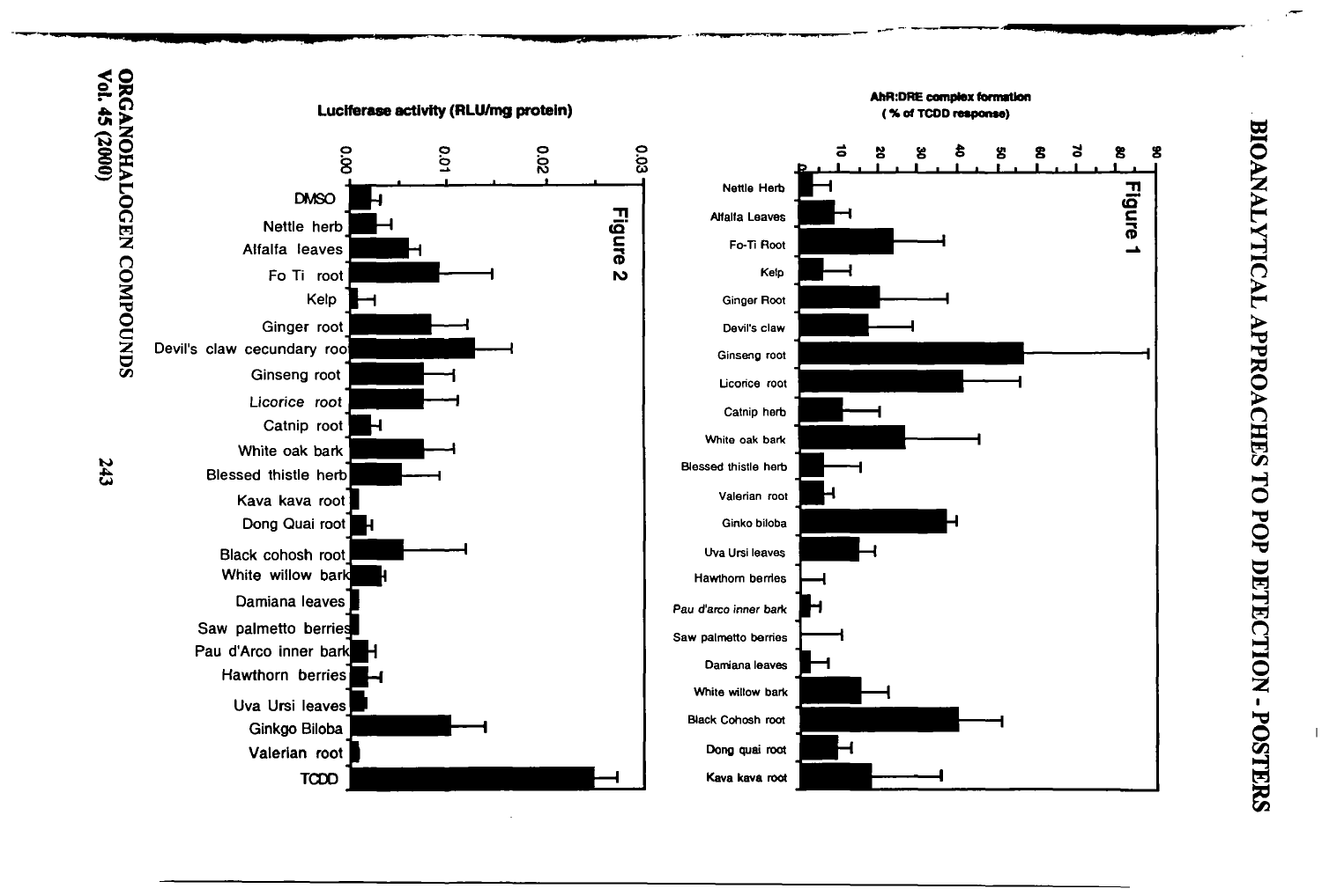Figure 1

AhR:DRE complex formation
( % of TCDD response)

0
10
20
30
40
50
60
70
80
90

Nettle Herb
Alfalfa Leaves
Fo-Ti Root
Kelp
Ginger Root
Devil's claw
Ginseng root
Licorice root
Catnip herb
White oak bark
Blessed thistle herb
Valerian root
Ginko biloba
Uva Ursi leaves
Hawthorn berries
*Pau d'arco inner bark*
Saw palmetto berries
Damiana leaves
White willow bark
Black Cohosh root
Dong quai root
Kava kava root

Figure 2

Luciferase activity (RLU/mg protein)

0.00
0.01
0.02
0.03

DMSO
Nettle herb
Alfalfa leaves
Fo Ti root
Kelp
Ginger root
Devil's claw cecundary root
Ginseng root
*Licorice root*
Catnip root
White oak bark
Blessed thistle herb
Kava kava root
Dong Quai root
Black cohosh root
White willow bark
Damiana leaves
Saw palmetto berries
Pau d'Arco inner bark
Hawthorn berries
Uva Ursi leaves
Ginkgo Biloba
Valerian root
TCDD